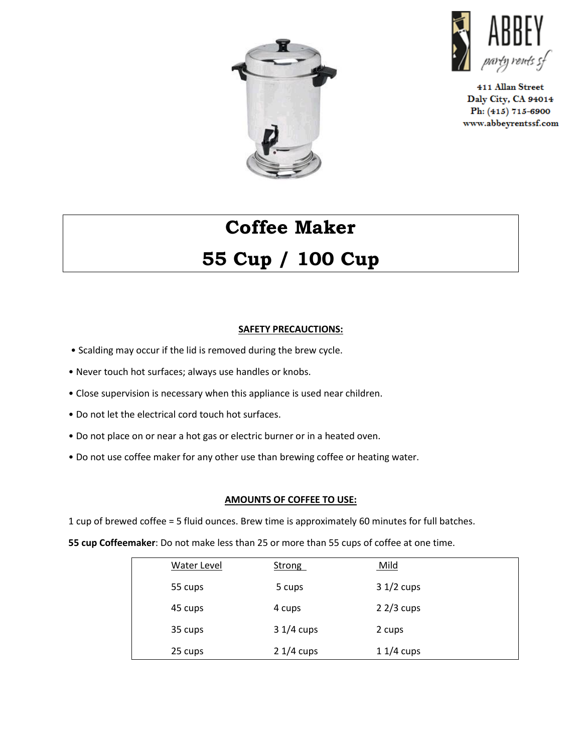ABBEY

*party rents sf*

411 Allan Street
Daly City, CA 94014
Ph: (415) 715-6900
www.abbeyrentssf.com

# Coffee Maker

# 55 Cup / 100 Cup

## SAFETY PRECAUCTIONS:

- Scalding may occur if the lid is removed during the brew cycle.
- Never touch hot surfaces; always use handles or knobs.
- Close supervision is necessary when this appliance is used near children.
- Do not let the electrical cord touch hot surfaces.
- Do not place on or near a hot gas or electric burner or in a heated oven.
- Do not use coffee maker for any other use than brewing coffee or heating water.

## AMOUNTS OF COFFEE TO USE:

1 cup of brewed coffee = 5 fluid ounces. Brew time is approximately 60 minutes for full batches.

**55 cup Coffeemaker**: Do not make less than 25 or more than 55 cups of coffee at one time.

| Water Level | Strong | Mild |
|---|---|---|
| 55 cups | 5 cups | 3 1/2 cups |
| 45 cups | 4 cups | 2 2/3 cups |
| 35 cups | 3 1/4 cups | 2 cups |
| 25 cups | 2 1/4 cups | 1 1/4 cups |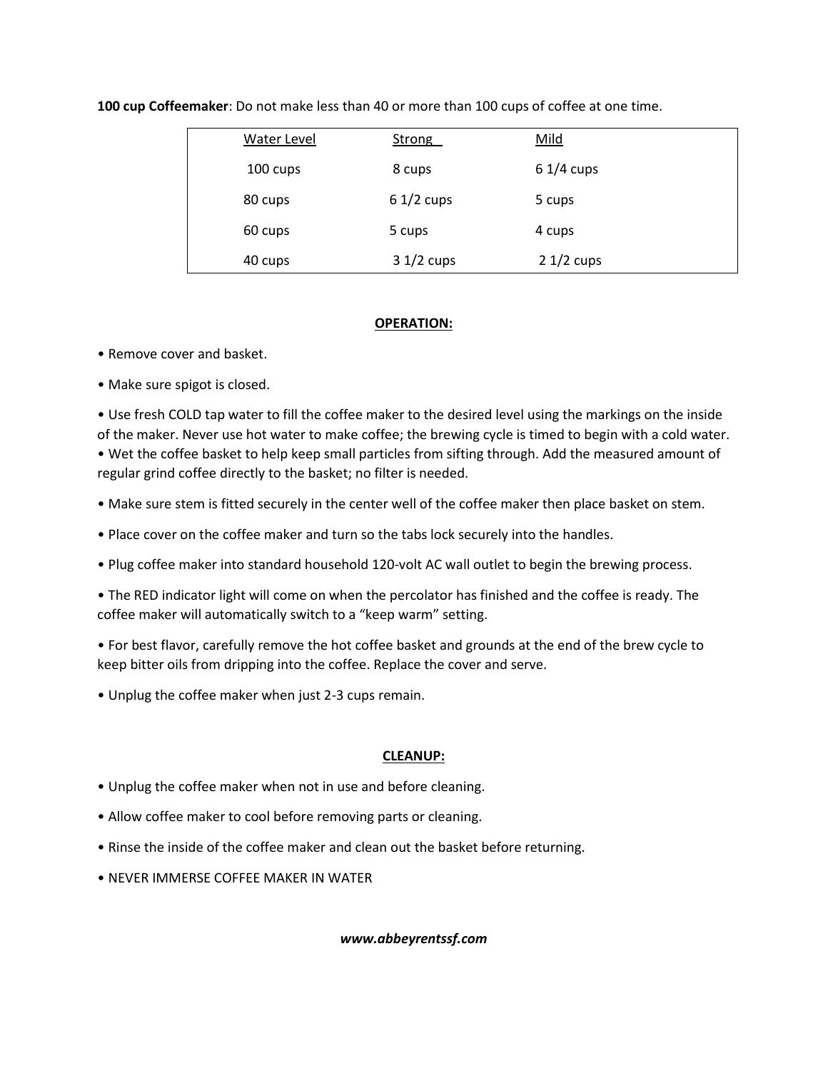**100 cup Coffeemaker**: Do not make less than 40 or more than 100 cups of coffee at one time.

| Water Level | Strong | Mild |
|---|---|---|
| 100 cups | 8 cups | 6 1/4 cups |
| 80 cups | 6 1/2 cups | 5 cups |
| 60 cups | 5 cups | 4 cups |
| 40 cups | 3 1/2 cups | 2 1/2 cups |

## OPERATION:

- Remove cover and basket.
- Make sure spigot is closed.
- Use fresh COLD tap water to fill the coffee maker to the desired level using the markings on the inside of the maker. Never use hot water to make coffee; the brewing cycle is timed to begin with a cold water.
- Wet the coffee basket to help keep small particles from sifting through. Add the measured amount of regular grind coffee directly to the basket; no filter is needed.
- Make sure stem is fitted securely in the center well of the coffee maker then place basket on stem.
- Place cover on the coffee maker and turn so the tabs lock securely into the handles.
- Plug coffee maker into standard household 120-volt AC wall outlet to begin the brewing process.
- The RED indicator light will come on when the percolator has finished and the coffee is ready. The coffee maker will automatically switch to a "keep warm" setting.
- For best flavor, carefully remove the hot coffee basket and grounds at the end of the brew cycle to keep bitter oils from dripping into the coffee. Replace the cover and serve.
- Unplug the coffee maker when just 2-3 cups remain.

## CLEANUP:

- Unplug the coffee maker when not in use and before cleaning.
- Allow coffee maker to cool before removing parts or cleaning.
- Rinse the inside of the coffee maker and clean out the basket before returning.
- NEVER IMMERSE COFFEE MAKER IN WATER

***www.abbeyrentssf.com***